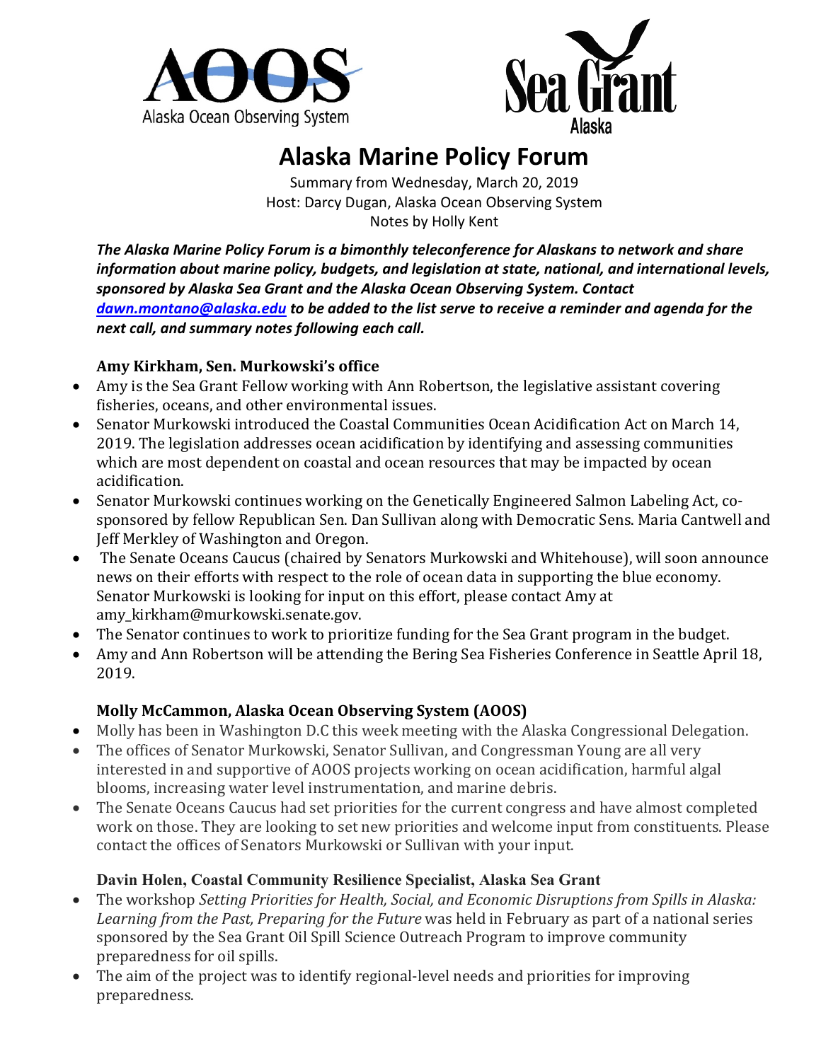# Alaska Marine Policy Forum

Summary from Wednesday, March 20, 2019
Host: Darcy Dugan, Alaska Ocean Observing System
Notes by Holly Kent

***The Alaska Marine Policy Forum is a bimonthly teleconference for Alaskans to network and share information about marine policy, budgets, and legislation at state, national, and international levels, sponsored by Alaska Sea Grant and the Alaska Ocean Observing System. Contact [dawn.montano@alaska.edu](mailto:dawn.montano@alaska.edu) to be added to the list serve to receive a reminder and agenda for the next call, and summary notes following each call.***

### Amy Kirkham, Sen. Murkowski's office

- Amy is the Sea Grant Fellow working with Ann Robertson, the legislative assistant covering fisheries, oceans, and other environmental issues.
- Senator Murkowski introduced the Coastal Communities Ocean Acidification Act on March 14, 2019. The legislation addresses ocean acidification by identifying and assessing communities which are most dependent on coastal and ocean resources that may be impacted by ocean acidification.
- Senator Murkowski continues working on the Genetically Engineered Salmon Labeling Act, co-sponsored by fellow Republican Sen. Dan Sullivan along with Democratic Sens. Maria Cantwell and Jeff Merkley of Washington and Oregon.
- The Senate Oceans Caucus (chaired by Senators Murkowski and Whitehouse), will soon announce news on their efforts with respect to the role of ocean data in supporting the blue economy. Senator Murkowski is looking for input on this effort, please contact Amy at amy_kirkham@murkowski.senate.gov.
- The Senator continues to work to prioritize funding for the Sea Grant program in the budget.
- Amy and Ann Robertson will be attending the Bering Sea Fisheries Conference in Seattle April 18, 2019.

### Molly McCammon, Alaska Ocean Observing System (AOOS)

- Molly has been in Washington D.C this week meeting with the Alaska Congressional Delegation.
- The offices of Senator Murkowski, Senator Sullivan, and Congressman Young are all very interested in and supportive of AOOS projects working on ocean acidification, harmful algal blooms, increasing water level instrumentation, and marine debris.
- The Senate Oceans Caucus had set priorities for the current congress and have almost completed work on those. They are looking to set new priorities and welcome input from constituents. Please contact the offices of Senators Murkowski or Sullivan with your input.

### Davin Holen, Coastal Community Resilience Specialist, Alaska Sea Grant

- The workshop *Setting Priorities for Health, Social, and Economic Disruptions from Spills in Alaska: Learning from the Past, Preparing for the Future* was held in February as part of a national series sponsored by the Sea Grant Oil Spill Science Outreach Program to improve community preparedness for oil spills.
- The aim of the project was to identify regional-level needs and priorities for improving preparedness.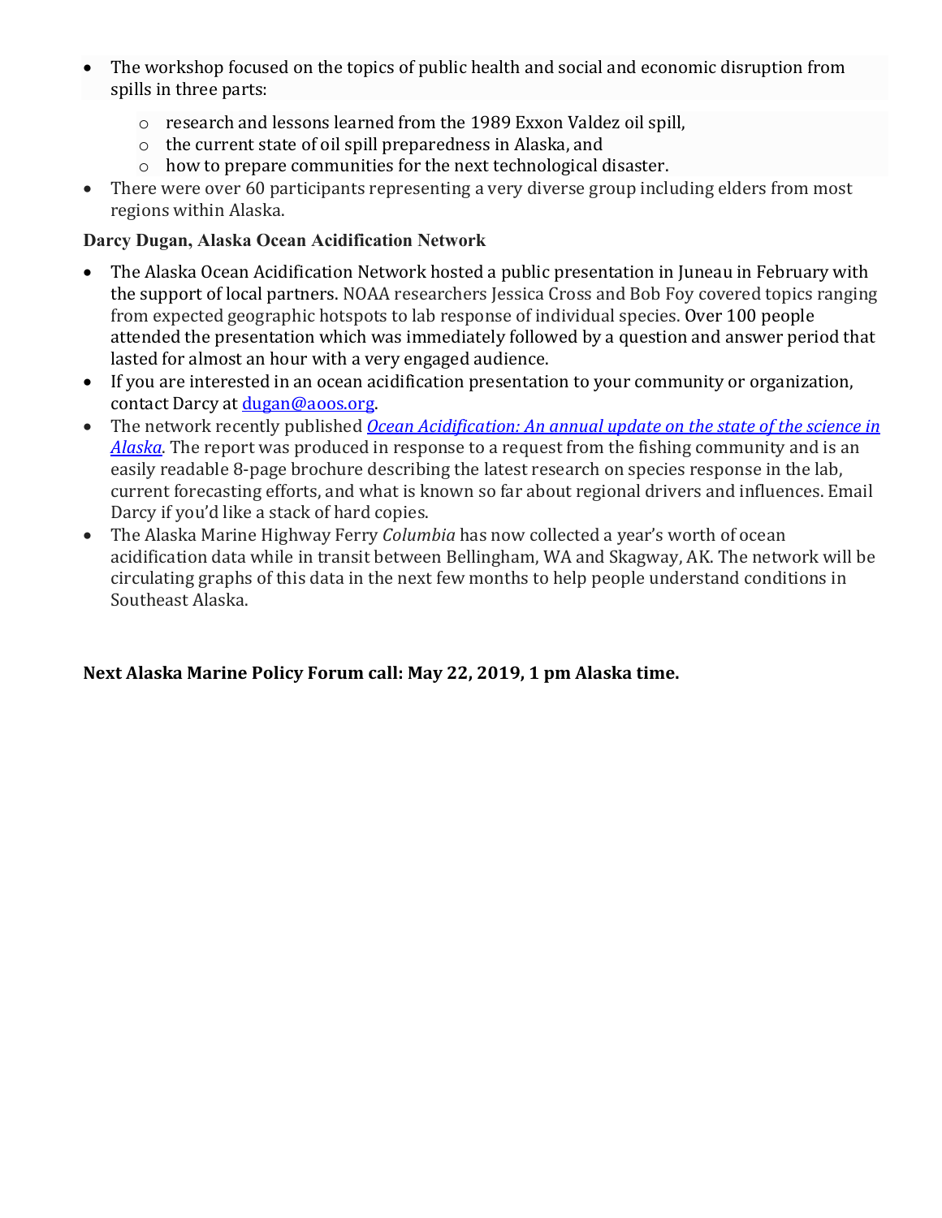- The workshop focused on the topics of public health and social and economic disruption from spills in three parts:
    - research and lessons learned from the 1989 Exxon Valdez oil spill,
    - the current state of oil spill preparedness in Alaska, and
    - how to prepare communities for the next technological disaster.
- There were over 60 participants representing a very diverse group including elders from most regions within Alaska.

**Darcy Dugan, Alaska Ocean Acidification Network**

- The Alaska Ocean Acidification Network hosted a public presentation in Juneau in February with the support of local partners. NOAA researchers Jessica Cross and Bob Foy covered topics ranging from expected geographic hotspots to lab response of individual species. Over 100 people attended the presentation which was immediately followed by a question and answer period that lasted for almost an hour with a very engaged audience.
- If you are interested in an ocean acidification presentation to your community or organization, contact Darcy at dugan@aoos.org.
- The network recently published *Ocean Acidification: An annual update on the state of the science in Alaska*. The report was produced in response to a request from the fishing community and is an easily readable 8-page brochure describing the latest research on species response in the lab, current forecasting efforts, and what is known so far about regional drivers and influences. Email Darcy if you'd like a stack of hard copies.
- The Alaska Marine Highway Ferry *Columbia* has now collected a year's worth of ocean acidification data while in transit between Bellingham, WA and Skagway, AK. The network will be circulating graphs of this data in the next few months to help people understand conditions in Southeast Alaska.

**Next Alaska Marine Policy Forum call: May 22, 2019, 1 pm Alaska time.**